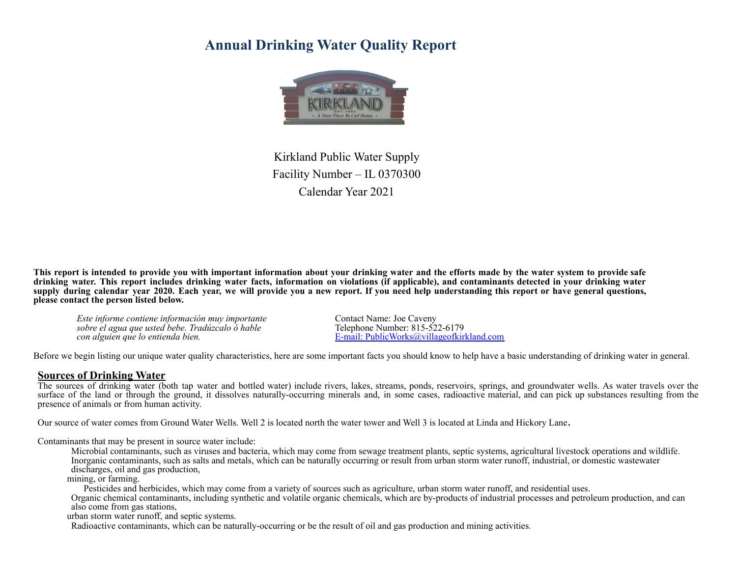# Annual Drinking Water Quality Report

Kirkland Public Water Supply

Facility Number – IL 0370300

Calendar Year 2021

**This report is intended to provide you with important information about your drinking water and the efforts made by the water system to provide safe drinking water. This report includes drinking water facts, information on violations (if applicable), and contaminants detected in your drinking water supply during calendar year 2020. Each year, we will provide you a new report. If you need help understanding this report or have general questions, please contact the person listed below.**

*Este informe contiene información muy importante sobre el agua que usted bebe. Tradúzcalo ó hable con alguien que lo entienda bien.*

Contact Name: Joe Caveny
Telephone Number: 815-522-6179
E-mail: PublicWorks@villageofkirkland.com

Before we begin listing our unique water quality characteristics, here are some important facts you should know to help have a basic understanding of drinking water in general.

## Sources of Drinking Water

The sources of drinking water (both tap water and bottled water) include rivers, lakes, streams, ponds, reservoirs, springs, and groundwater wells. As water travels over the surface of the land or through the ground, it dissolves naturally-occurring minerals and, in some cases, radioactive material, and can pick up substances resulting from the presence of animals or from human activity.

Our source of water comes from Ground Water Wells. Well 2 is located north the water tower and Well 3 is located at Linda and Hickory Lane.

Contaminants that may be present in source water include:

- Microbial contaminants, such as viruses and bacteria, which may come from sewage treatment plants, septic systems, agricultural livestock operations and wildlife.
- Inorganic contaminants, such as salts and metals, which can be naturally occurring or result from urban storm water runoff, industrial, or domestic wastewater discharges, oil and gas production, mining, or farming.
- Pesticides and herbicides, which may come from a variety of sources such as agriculture, urban storm water runoff, and residential uses.
- Organic chemical contaminants, including synthetic and volatile organic chemicals, which are by-products of industrial processes and petroleum production, and can also come from gas stations, urban storm water runoff, and septic systems.
- Radioactive contaminants, which can be naturally-occurring or be the result of oil and gas production and mining activities.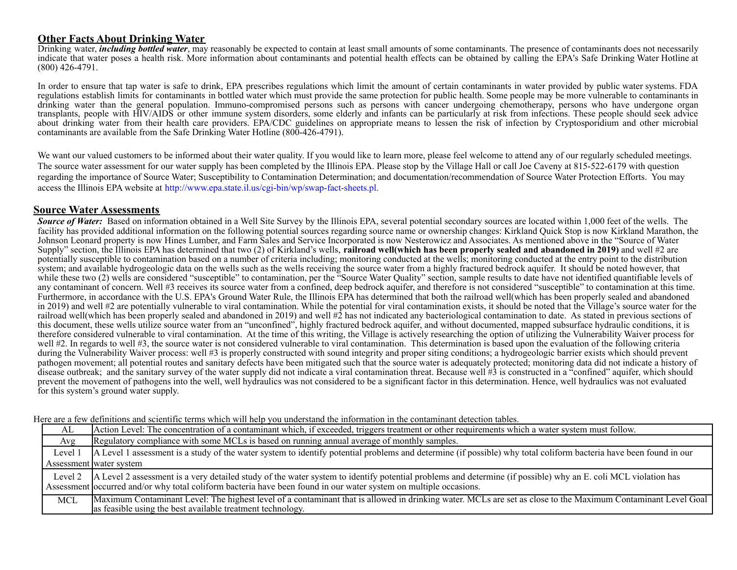## Other Facts About Drinking Water

Drinking water, ***including bottled water***, may reasonably be expected to contain at least small amounts of some contaminants. The presence of contaminants does not necessarily indicate that water poses a health risk. More information about contaminants and potential health effects can be obtained by calling the EPA's Safe Drinking Water Hotline at (800) 426-4791.

In order to ensure that tap water is safe to drink, EPA prescribes regulations which limit the amount of certain contaminants in water provided by public water systems. FDA regulations establish limits for contaminants in bottled water which must provide the same protection for public health. Some people may be more vulnerable to contaminants in drinking water than the general population. Immuno-compromised persons such as persons with cancer undergoing chemotherapy, persons who have undergone organ transplants, people with HIV/AIDS or other immune system disorders, some elderly and infants can be particularly at risk from infections. These people should seek advice about drinking water from their health care providers. EPA/CDC guidelines on appropriate means to lessen the risk of infection by Cryptosporidium and other microbial contaminants are available from the Safe Drinking Water Hotline (800-426-4791).

We want our valued customers to be informed about their water quality. If you would like to learn more, please feel welcome to attend any of our regularly scheduled meetings. The source water assessment for our water supply has been completed by the Illinois EPA. Please stop by the Village Hall or call Joe Caveny at 815-522-6179 with question regarding the importance of Source Water; Susceptibility to Contamination Determination; and documentation/recommendation of Source Water Protection Efforts. You may access the Illinois EPA website at http://www.epa.state.il.us/cgi-bin/wp/swap-fact-sheets.pl.

## Source Water Assessments

***Source of Water:*** Based on information obtained in a Well Site Survey by the Illinois EPA, several potential secondary sources are located within 1,000 feet of the wells. The facility has provided additional information on the following potential sources regarding source name or ownership changes: Kirkland Quick Stop is now Kirkland Marathon, the Johnson Leonard property is now Hines Lumber, and Farm Sales and Service Incorporated is now Nesterowicz and Associates. As mentioned above in the "Source of Water Supply" section, the Illinois EPA has determined that two (2) of Kirkland's wells, **railroad well(which has been properly sealed and abandoned in 2019)** and well #2 are potentially susceptible to contamination based on a number of criteria including; monitoring conducted at the wells; monitoring conducted at the entry point to the distribution system; and available hydrogeologic data on the wells such as the wells receiving the source water from a highly fractured bedrock aquifer. It should be noted however, that while these two (2) wells are considered "susceptible" to contamination, per the "Source Water Quality" section, sample results to date have not identified quantifiable levels of any contaminant of concern. Well #3 receives its source water from a confined, deep bedrock aquifer, and therefore is not considered "susceptible" to contamination at this time. Furthermore, in accordance with the U.S. EPA's Ground Water Rule, the Illinois EPA has determined that both the railroad well(which has been properly sealed and abandoned in 2019) and well #2 are potentially vulnerable to viral contamination. While the potential for viral contamination exists, it should be noted that the Village's source water for the railroad well(which has been properly sealed and abandoned in 2019) and well #2 has not indicated any bacteriological contamination to date. As stated in previous sections of this document, these wells utilize source water from an "unconfined", highly fractured bedrock aquifer, and without documented, mapped subsurface hydraulic conditions, it is therefore considered vulnerable to viral contamination. At the time of this writing, the Village is actively researching the option of utilizing the Vulnerability Waiver process for well #2. In regards to well #3, the source water is not considered vulnerable to viral contamination. This determination is based upon the evaluation of the following criteria during the Vulnerability Waiver process: well #3 is properly constructed with sound integrity and proper siting conditions; a hydrogeologic barrier exists which should prevent pathogen movement; all potential routes and sanitary defects have been mitigated such that the source water is adequately protected; monitoring data did not indicate a history of disease outbreak; and the sanitary survey of the water supply did not indicate a viral contamination threat. Because well #3 is constructed in a "confined" aquifer, which should prevent the movement of pathogens into the well, well hydraulics was not considered to be a significant factor in this determination. Hence, well hydraulics was not evaluated for this system's ground water supply.

Here are a few definitions and scientific terms which will help you understand the information in the contaminant detection tables.

| Term | Definition |
|---|---|
| AL | Action Level: The concentration of a contaminant which, if exceeded, triggers treatment or other requirements which a water system must follow. |
| Avg | Regulatory compliance with some MCLs is based on running annual average of monthly samples. |
| Level 1 Assessment | A Level 1 assessment is a study of the water system to identify potential problems and determine (if possible) why total coliform bacteria have been found in our water system |
| Level 2 Assessment | A Level 2 assessment is a very detailed study of the water system to identify potential problems and determine (if possible) why an E. coli MCL violation has occurred and/or why total coliform bacteria have been found in our water system on multiple occasions. |
| MCL | Maximum Contaminant Level: The highest level of a contaminant that is allowed in drinking water. MCLs are set as close to the Maximum Contaminant Level Goal as feasible using the best available treatment technology. |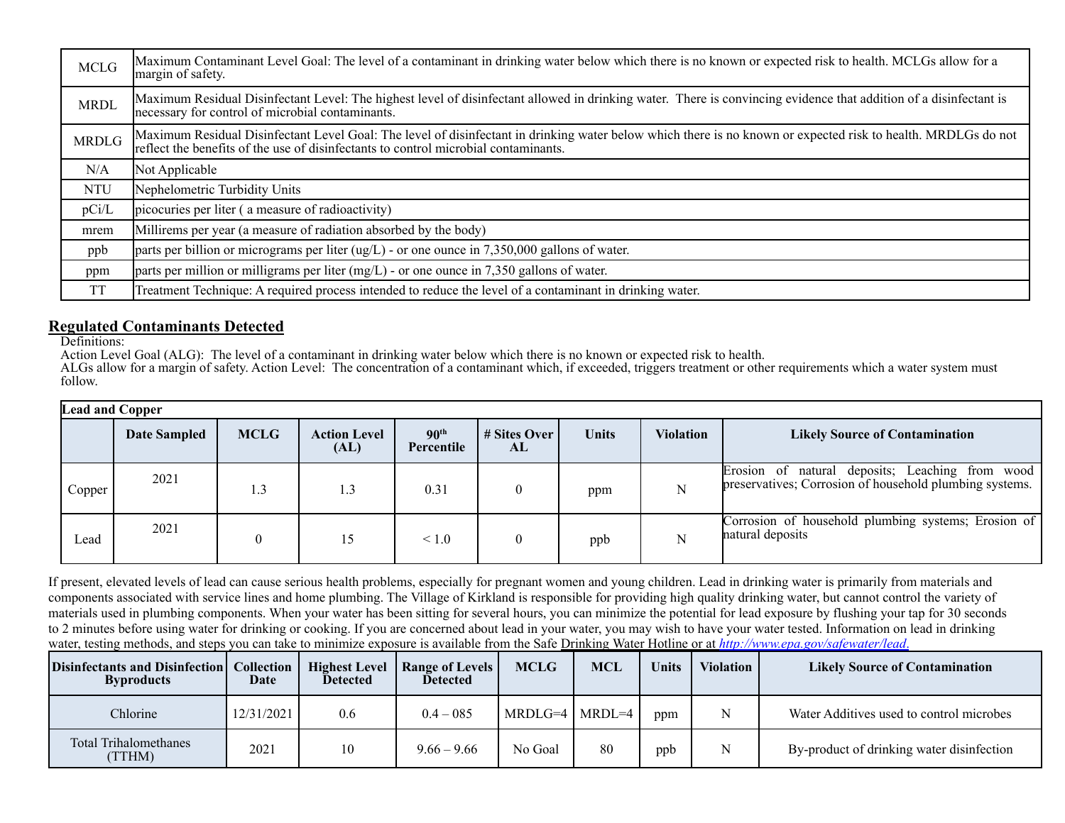| | |
|---|---|
| MCLG | Maximum Contaminant Level Goal: The level of a contaminant in drinking water below which there is no known or expected risk to health. MCLGs allow for a margin of safety. |
| MRDL | Maximum Residual Disinfectant Level: The highest level of disinfectant allowed in drinking water. There is convincing evidence that addition of a disinfectant is necessary for control of microbial contaminants. |
| MRDLG | Maximum Residual Disinfectant Level Goal: The level of disinfectant in drinking water below which there is no known or expected risk to health. MRDLGs do not reflect the benefits of the use of disinfectants to control microbial contaminants. |
| N/A | Not Applicable |
| NTU | Nephelometric Turbidity Units |
| pCi/L | picocuries per liter ( a measure of radioactivity) |
| mrem | Millirems per year (a measure of radiation absorbed by the body) |
| ppb | parts per billion or micrograms per liter (ug/L) - or one ounce in 7,350,000 gallons of water. |
| ppm | parts per million or milligrams per liter (mg/L) - or one ounce in 7,350 gallons of water. |
| TT | Treatment Technique: A required process intended to reduce the level of a contaminant in drinking water. |

## Regulated Contaminants Detected

Definitions:

Action Level Goal (ALG): The level of a contaminant in drinking water below which there is no known or expected risk to health. ALGs allow for a margin of safety. Action Level: The concentration of a contaminant which, if exceeded, triggers treatment or other requirements which a water system must follow.

| **Lead and Copper** | | | | | | | | |
|---|---|---|---|---|---|---|---|---|
| | **Date Sampled** | **MCLG** | **Action Level (AL)** | **90th Percentile** | **# Sites Over AL** | **Units** | **Violation** | **Likely Source of Contamination** |
| Copper | 2021 | 1.3 | 1.3 | 0.31 | 0 | ppm | N | Erosion of natural deposits; Leaching from wood preservatives; Corrosion of household plumbing systems. |
| Lead | 2021 | 0 | 15 | < 1.0 | 0 | ppb | N | Corrosion of household plumbing systems; Erosion of natural deposits |

If present, elevated levels of lead can cause serious health problems, especially for pregnant women and young children. Lead in drinking water is primarily from materials and components associated with service lines and home plumbing. The Village of Kirkland is responsible for providing high quality drinking water, but cannot control the variety of materials used in plumbing components. When your water has been sitting for several hours, you can minimize the potential for lead exposure by flushing your tap for 30 seconds to 2 minutes before using water for drinking or cooking. If you are concerned about lead in your water, you may wish to have your water tested. Information on lead in drinking water, testing methods, and steps you can take to minimize exposure is available from the Safe Drinking Water Hotline or at *http://www.epa.gov/safewater/lead.*

| **Disinfectants and Disinfection Byproducts** | **Collection Date** | **Highest Level Detected** | **Range of Levels Detected** | **MCLG** | **MCL** | **Units** | **Violation** | **Likely Source of Contamination** |
|---|---|---|---|---|---|---|---|---|
| Chlorine | 12/31/2021 | 0.6 | 0.4 – 085 | MRDLG=4 | MRDL=4 | ppm | N | Water Additives used to control microbes |
| Total Trihalomethanes (TTHM) | 2021 | 10 | 9.66 – 9.66 | No Goal | 80 | ppb | N | By-product of drinking water disinfection |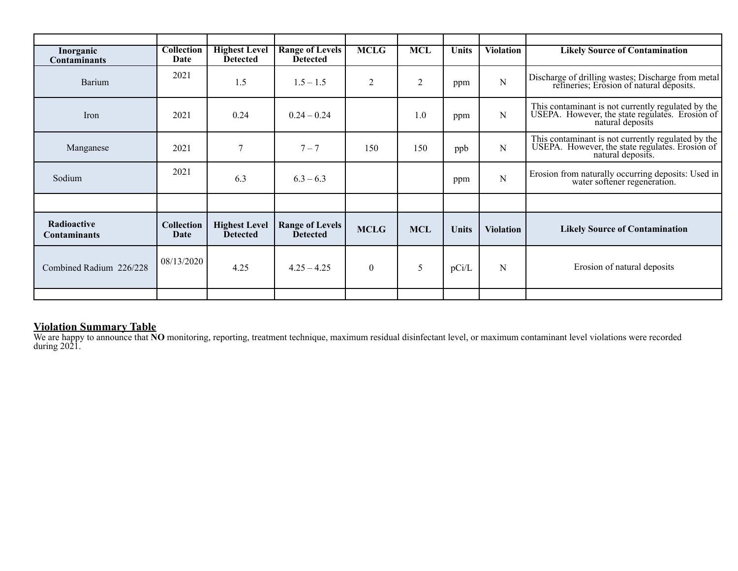| Inorganic Contaminants | Collection Date | Highest Level Detected | Range of Levels Detected | MCLG | MCL | Units | Violation | Likely Source of Contamination |
|---|---|---|---|---|---|---|---|---|
| Barium | 2021 | 1.5 | 1.5 – 1.5 | 2 | 2 | ppm | N | Discharge of drilling wastes; Discharge from metal refineries; Erosion of natural deposits. |
| Iron | 2021 | 0.24 | 0.24 – 0.24 | | 1.0 | ppm | N | This contaminant is not currently regulated by the USEPA. However, the state regulates. Erosion of natural deposits |
| Manganese | 2021 | 7 | 7 – 7 | 150 | 150 | ppb | N | This contaminant is not currently regulated by the USEPA. However, the state regulates. Erosion of natural deposits. |
| Sodium | 2021 | 6.3 | 6.3 – 6.3 | | | ppm | N | Erosion from naturally occurring deposits: Used in water softener regeneration. |

| Radioactive Contaminants | Collection Date | Highest Level Detected | Range of Levels Detected | MCLG | MCL | Units | Violation | Likely Source of Contamination |
|---|---|---|---|---|---|---|---|---|
| Combined Radium 226/228 | 08/13/2020 | 4.25 | 4.25 – 4.25 | 0 | 5 | pCi/L | N | Erosion of natural deposits |

## Violation Summary Table

We are happy to announce that **NO** monitoring, reporting, treatment technique, maximum residual disinfectant level, or maximum contaminant level violations were recorded during 2021.